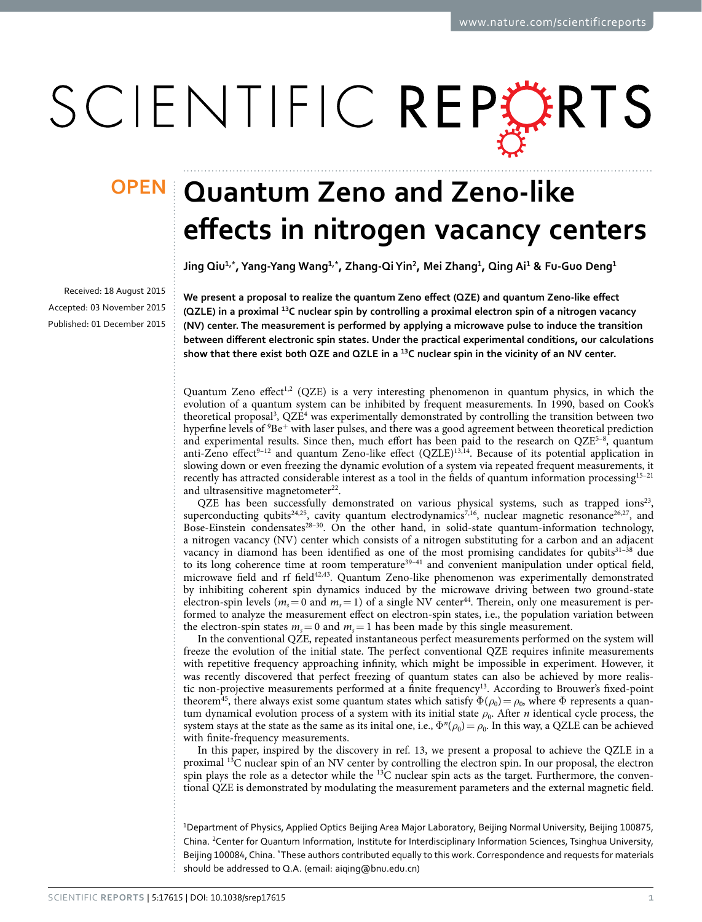# Quantum Zeno and Zeno-like effects in nitrogen vacancy centers

**Jing Qiu[1,*], Yang-Yang Wang[1,*], Zhang-Qi Yin[2], Mei Zhang[1], Qing Ai[1] & Fu-Guo Deng[1]**

Received: 18 August 2015
Accepted: 03 November 2015
Published: 01 December 2015

**We present a proposal to realize the quantum Zeno effect (QZE) and quantum Zeno-like effect (QZLE) in a proximal $^{13}$C nuclear spin by controlling a proximal electron spin of a nitrogen vacancy (NV) center. The measurement is performed by applying a microwave pulse to induce the transition between different electronic spin states. Under the practical experimental conditions, our calculations show that there exist both QZE and QZLE in a $^{13}$C nuclear spin in the vicinity of an NV center.**

Quantum Zeno effect[1,2] (QZE) is a very interesting phenomenon in quantum physics, in which the evolution of a quantum system can be inhibited by frequent measurements. In 1990, based on Cook's theoretical proposal[3], QZE[4] was experimentally demonstrated by controlling the transition between two hyperfine levels of $^9$Be$^+$ with laser pulses, and there was a good agreement between theoretical prediction and experimental results. Since then, much effort has been paid to the research on QZE[5–8], quantum anti-Zeno effect[9–12] and quantum Zeno-like effect (QZLE)[13,14]. Because of its potential application in slowing down or even freezing the dynamic evolution of a system via repeated frequent measurements, it recently has attracted considerable interest as a tool in the fields of quantum information processing[15–21] and ultrasensitive magnetometer[22].

QZE has been successfully demonstrated on various physical systems, such as trapped ions[23], superconducting qubits[24,25], cavity quantum electrodynamics[7,16], nuclear magnetic resonance[26,27], and Bose-Einstein condensates[28–30]. On the other hand, in solid-state quantum-information technology, a nitrogen vacancy (NV) center which consists of a nitrogen substituting for a carbon and an adjacent vacancy in diamond has been identified as one of the most promising candidates for qubits[31–38] due to its long coherence time at room temperature[39–41] and convenient manipulation under optical field, microwave field and rf field[42,43]. Quantum Zeno-like phenomenon was experimentally demonstrated by inhibiting coherent spin dynamics induced by the microwave driving between two ground-state electron-spin levels ($m_s = 0$ and $m_s = 1$) of a single NV center[44]. Therein, only one measurement is performed to analyze the measurement effect on electron-spin states, i.e., the population variation between the electron-spin states $m_s = 0$ and $m_s = 1$ has been made by this single measurement.

In the conventional QZE, repeated instantaneous perfect measurements performed on the system will freeze the evolution of the initial state. The perfect conventional QZE requires infinite measurements with repetitive frequency approaching infinity, which might be impossible in experiment. However, it was recently discovered that perfect freezing of quantum states can also be achieved by more realistic non-projective measurements performed at a finite frequency[13]. According to Brouwer's fixed-point theorem[45], there always exist some quantum states which satisfy $\Phi(\rho_0) = \rho_0$, where $\Phi$ represents a quantum dynamical evolution process of a system with its initial state $\rho_0$. After $n$ identical cycle process, the system stays at the state as the same as its inital one, i.e., $\Phi^n(\rho_0) = \rho_0$. In this way, a QZLE can be achieved with finite-frequency measurements.

In this paper, inspired by the discovery in ref. 13, we present a proposal to achieve the QZLE in a proximal $^{13}$C nuclear spin of an NV center by controlling the electron spin. In our proposal, the electron spin plays the role as a detector while the $^{13}$C nuclear spin acts as the target. Furthermore, the conventional QZE is demonstrated by modulating the measurement parameters and the external magnetic field.

[1]Department of Physics, Applied Optics Beijing Area Major Laboratory, Beijing Normal University, Beijing 100875, China. [2]Center for Quantum Information, Institute for Interdisciplinary Information Sciences, Tsinghua University, Beijing 100084, China. *These authors contributed equally to this work. Correspondence and requests for materials should be addressed to Q.A. (email: aiqing@bnu.edu.cn)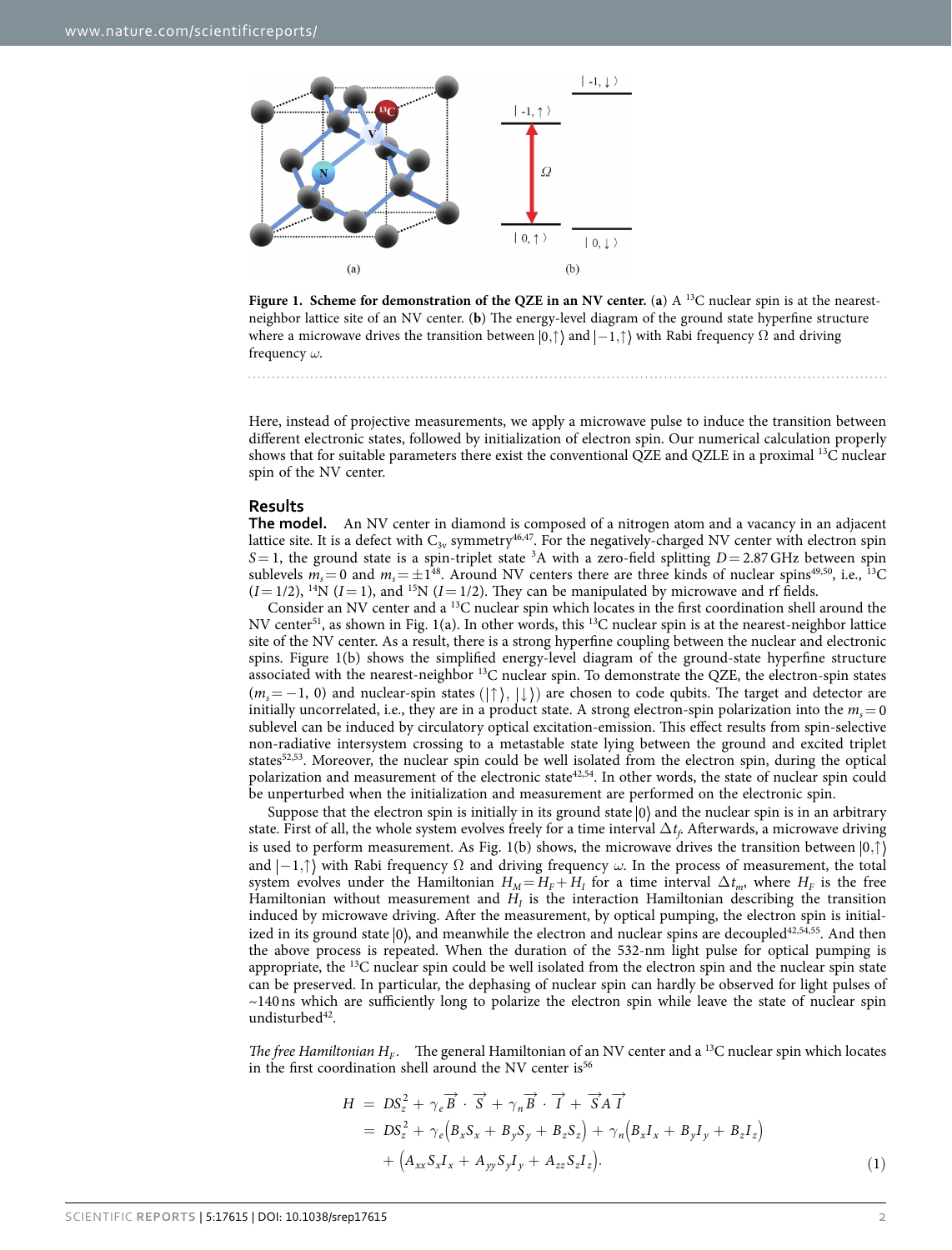Figure 1. Scheme for demonstration of the QZE in an NV center. (a) A $^{13}$C nuclear spin is at the nearest-neighbor lattice site of an NV center. (b) The energy-level diagram of the ground state hyperfine structure where a microwave drives the transition between $|0,\uparrow\rangle$ and $|-1,\uparrow\rangle$ with Rabi frequency $\Omega$ and driving frequency $\omega$.

Here, instead of projective measurements, we apply a microwave pulse to induce the transition between different electronic states, followed by initialization of electron spin. Our numerical calculation properly shows that for suitable parameters there exist the conventional QZE and QZLE in a proximal $^{13}$C nuclear spin of the NV center.

## Results

**The model.** An NV center in diamond is composed of a nitrogen atom and a vacancy in an adjacent lattice site. It is a defect with $C_{3v}$ symmetry[46,47]. For the negatively-charged NV center with electron spin $S=1$, the ground state is a spin-triplet state $^3$A with a zero-field splitting $D=2.87$ GHz between spin sublevels $m_s=0$ and $m_s=\pm1$[48]. Around NV centers there are three kinds of nuclear spins[49,50], i.e., $^{13}$C ($I=1/2$), $^{14}$N ($I=1$), and $^{15}$N ($I=1/2$). They can be manipulated by microwave and rf fields.

Consider an NV center and a $^{13}$C nuclear spin which locates in the first coordination shell around the NV center[51], as shown in Fig. 1(a). In other words, this $^{13}$C nuclear spin is at the nearest-neighbor lattice site of the NV center. As a result, there is a strong hyperfine coupling between the nuclear and electronic spins. Figure 1(b) shows the simplified energy-level diagram of the ground-state hyperfine structure associated with the nearest-neighbor $^{13}$C nuclear spin. To demonstrate the QZE, the electron-spin states ($m_s=-1$, 0) and nuclear-spin states ($|\uparrow\rangle$, $|\downarrow\rangle$) are chosen to code qubits. The target and detector are initially uncorrelated, i.e., they are in a product state. A strong electron-spin polarization into the $m_s=0$ sublevel can be induced by circulatory optical excitation-emission. This effect results from spin-selective non-radiative intersystem crossing to a metastable state lying between the ground and excited triplet states[52,53]. Moreover, the nuclear spin could be well isolated from the electron spin, during the optical polarization and measurement of the electronic state[42,54]. In other words, the state of nuclear spin could be unperturbed when the initialization and measurement are performed on the electronic spin.

Suppose that the electron spin is initially in its ground state $|0\rangle$ and the nuclear spin is in an arbitrary state. First of all, the whole system evolves freely for a time interval $\Delta t_f$. Afterwards, a microwave driving is used to perform measurement. As Fig. 1(b) shows, the microwave drives the transition between $|0,\uparrow\rangle$ and $|-1,\uparrow\rangle$ with Rabi frequency $\Omega$ and driving frequency $\omega$. In the process of measurement, the total system evolves under the Hamiltonian $H_M=H_F+H_I$ for a time interval $\Delta t_m$, where $H_F$ is the free Hamiltonian without measurement and $H_I$ is the interaction Hamiltonian describing the transition induced by microwave driving. After the measurement, by optical pumping, the electron spin is initialized in its ground state $|0\rangle$, and meanwhile the electron and nuclear spins are decoupled[42,54,55]. And then the above process is repeated. When the duration of the 532-nm light pulse for optical pumping is appropriate, the $^{13}$C nuclear spin could be well isolated from the electron spin and the nuclear spin state can be preserved. In particular, the dephasing of nuclear spin can hardly be observed for light pulses of ~140 ns which are sufficiently long to polarize the electron spin while leave the state of nuclear spin undisturbed[42].

*The free Hamiltonian $H_F$.* The general Hamiltonian of an NV center and a $^{13}$C nuclear spin which locates in the first coordination shell around the NV center is[56]

$$
\begin{aligned}
H &= DS_z^2 + \gamma_e \vec{B}\cdot\vec{S} + \gamma_n \vec{B}\cdot\vec{I} + \vec{S}A\vec{I} \\
&= DS_z^2 + \gamma_e\left(B_xS_x + B_yS_y + B_zS_z\right) + \gamma_n\left(B_xI_x + B_yI_y + B_zI_z\right) \\
&\quad + \left(A_{xx}S_xI_x + A_{yy}S_yI_y + A_{zz}S_zI_z\right).
\end{aligned}
\tag{1}
$$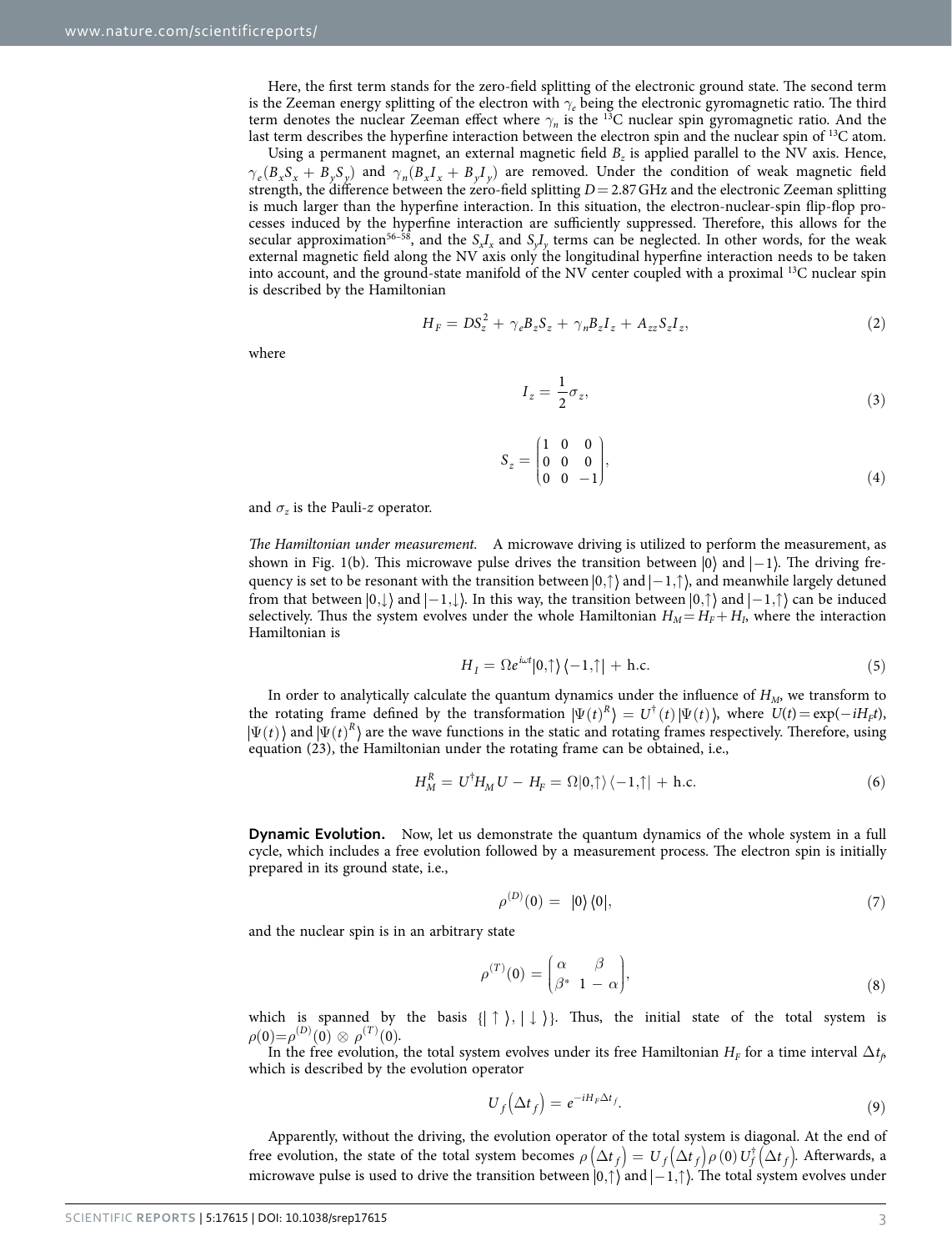Here, the first term stands for the zero-field splitting of the electronic ground state. The second term is the Zeeman energy splitting of the electron with $\gamma_e$ being the electronic gyromagnetic ratio. The third term denotes the nuclear Zeeman effect where $\gamma_n$ is the $^{13}$C nuclear spin gyromagnetic ratio. And the last term describes the hyperfine interaction between the electron spin and the nuclear spin of $^{13}$C atom.

Using a permanent magnet, an external magnetic field $B_z$ is applied parallel to the NV axis. Hence, $\gamma_e(B_xS_x + B_yS_y)$ and $\gamma_n(B_xI_x + B_yI_y)$ are removed. Under the condition of weak magnetic field strength, the difference between the zero-field splitting $D = 2.87$ GHz and the electronic Zeeman splitting is much larger than the hyperfine interaction. In this situation, the electron-nuclear-spin flip-flop processes induced by the hyperfine interaction are sufficiently suppressed. Therefore, this allows for the secular approximation[56–58], and the $S_xI_x$ and $S_yI_y$ terms can be neglected. In other words, for the weak external magnetic field along the NV axis only the longitudinal hyperfine interaction needs to be taken into account, and the ground-state manifold of the NV center coupled with a proximal $^{13}$C nuclear spin is described by the Hamiltonian

$$H_F = DS_z^2 + \gamma_e B_z S_z + \gamma_n B_z I_z + A_{zz} S_z I_z, \tag{2}$$

where

$$I_z = \frac{1}{2}\sigma_z, \tag{3}$$

$$S_z = \begin{pmatrix} 1 & 0 & 0 \\ 0 & 0 & 0 \\ 0 & 0 & -1 \end{pmatrix}, \tag{4}$$

and $\sigma_z$ is the Pauli-$z$ operator.

*The Hamiltonian under measurement.* A microwave driving is utilized to perform the measurement, as shown in Fig. 1(b). This microwave pulse drives the transition between $|0\rangle$ and $|-1\rangle$. The driving frequency is set to be resonant with the transition between $|0,\uparrow\rangle$ and $|-1,\uparrow\rangle$, and meanwhile largely detuned from that between $|0,\downarrow\rangle$ and $|-1,\downarrow\rangle$. In this way, the transition between $|0,\uparrow\rangle$ and $|-1,\uparrow\rangle$ can be induced selectively. Thus the system evolves under the whole Hamiltonian $H_M = H_F + H_I$, where the interaction Hamiltonian is

$$H_I = \Omega e^{i\omega t}|0,\uparrow\rangle\langle -1,\uparrow| + \text{h.c.} \tag{5}$$

In order to analytically calculate the quantum dynamics under the influence of $H_M$, we transform to the rotating frame defined by the transformation $|\Psi(t)^R\rangle = U^\dagger(t)|\Psi(t)\rangle$, where $U(t) = \exp(-iH_F t)$, $|\Psi(t)\rangle$ and $|\Psi(t)^R\rangle$ are the wave functions in the static and rotating frames respectively. Therefore, using equation (23), the Hamiltonian under the rotating frame can be obtained, i.e.,

$$H_M^R = U^\dagger H_M U - H_F = \Omega|0,\uparrow\rangle\langle -1,\uparrow| + \text{h.c.} \tag{6}$$

**Dynamic Evolution.** Now, let us demonstrate the quantum dynamics of the whole system in a full cycle, which includes a free evolution followed by a measurement process. The electron spin is initially prepared in its ground state, i.e.,

$$\rho^{(D)}(0) = |0\rangle\langle 0|, \tag{7}$$

and the nuclear spin is in an arbitrary state

$$\rho^{(T)}(0) = \begin{pmatrix} \alpha & \beta \\ \beta^* & 1-\alpha \end{pmatrix}, \tag{8}$$

which is spanned by the basis $\{|\uparrow\rangle, |\downarrow\rangle\}$. Thus, the initial state of the total system is $\rho(0) = \rho^{(D)}(0) \otimes \rho^{(T)}(0)$.

In the free evolution, the total system evolves under its free Hamiltonian $H_F$ for a time interval $\Delta t_f$, which is described by the evolution operator

$$U_f(\Delta t_f) = e^{-iH_F \Delta t_f}. \tag{9}$$

Apparently, without the driving, the evolution operator of the total system is diagonal. At the end of free evolution, the state of the total system becomes $\rho(\Delta t_f) = U_f(\Delta t_f)\rho(0)U_f^\dagger(\Delta t_f)$. Afterwards, a microwave pulse is used to drive the transition between $|0,\uparrow\rangle$ and $|-1,\uparrow\rangle$. The total system evolves under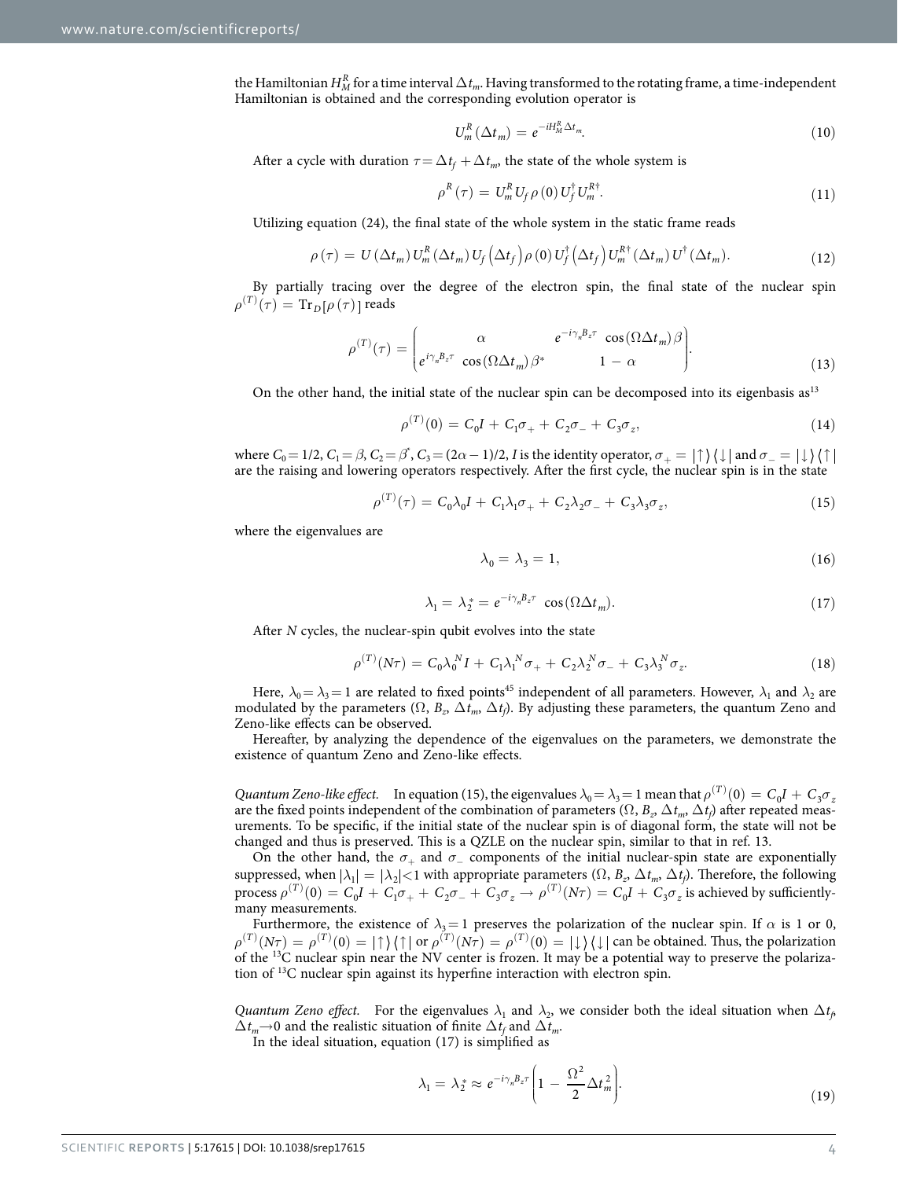the Hamiltonian $H_M^R$ for a time interval $\Delta t_m$. Having transformed to the rotating frame, a time-independent Hamiltonian is obtained and the corresponding evolution operator is

$$U_m^R(\Delta t_m) = e^{-iH_M^R \Delta t_m}. \tag{10}$$

After a cycle with duration $\tau = \Delta t_f + \Delta t_m$, the state of the whole system is

$$\rho^R(\tau) = U_m^R U_f \rho(0) U_f^\dagger U_m^{R\dagger}. \tag{11}$$

Utilizing equation (24), the final state of the whole system in the static frame reads

$$\rho(\tau) = U(\Delta t_m) U_m^R(\Delta t_m) U_f(\Delta t_f) \rho(0) U_f^\dagger(\Delta t_f) U_m^{R\dagger}(\Delta t_m) U^\dagger(\Delta t_m). \tag{12}$$

By partially tracing over the degree of the electron spin, the final state of the nuclear spin $\rho^{(T)}(\tau) = \mathrm{Tr}_D[\rho(\tau)]$ reads

$$\rho^{(T)}(\tau) = \begin{pmatrix} \alpha & e^{-i\gamma_n B_z \tau} \cos(\Omega \Delta t_m)\beta \\ e^{i\gamma_n B_z \tau} \cos(\Omega \Delta t_m)\beta^* & 1-\alpha \end{pmatrix}. \tag{13}$$

On the other hand, the initial state of the nuclear spin can be decomposed into its eigenbasis as[13]

$$\rho^{(T)}(0) = C_0 I + C_1 \sigma_+ + C_2 \sigma_- + C_3 \sigma_z, \tag{14}$$

where $C_0 = 1/2$, $C_1 = \beta$, $C_2 = \beta^*$, $C_3 = (2\alpha - 1)/2$, $I$ is the identity operator, $\sigma_+ = |\uparrow\rangle\langle\downarrow|$ and $\sigma_- = |\downarrow\rangle\langle\uparrow|$ are the raising and lowering operators respectively. After the first cycle, the nuclear spin is in the state

$$\rho^{(T)}(\tau) = C_0\lambda_0 I + C_1\lambda_1 \sigma_+ + C_2\lambda_2 \sigma_- + C_3\lambda_3 \sigma_z, \tag{15}$$

where the eigenvalues are

$$\lambda_0 = \lambda_3 = 1, \tag{16}$$

$$\lambda_1 = \lambda_2^* = e^{-i\gamma_n B_z \tau} \cos(\Omega \Delta t_m). \tag{17}$$

After $N$ cycles, the nuclear-spin qubit evolves into the state

$$\rho^{(T)}(N\tau) = C_0\lambda_0^N I + C_1\lambda_1^N \sigma_+ + C_2\lambda_2^N \sigma_- + C_3\lambda_3^N \sigma_z. \tag{18}$$

Here, $\lambda_0 = \lambda_3 = 1$ are related to fixed points[45] independent of all parameters. However, $\lambda_1$ and $\lambda_2$ are modulated by the parameters ($\Omega$, $B_z$, $\Delta t_m$, $\Delta t_f$). By adjusting these parameters, the quantum Zeno and Zeno-like effects can be observed.

Hereafter, by analyzing the dependence of the eigenvalues on the parameters, we demonstrate the existence of quantum Zeno and Zeno-like effects.

*Quantum Zeno-like effect.* In equation (15), the eigenvalues $\lambda_0 = \lambda_3 = 1$ mean that $\rho^{(T)}(0) = C_0 I + C_3 \sigma_z$ are the fixed points independent of the combination of parameters ($\Omega$, $B_z$, $\Delta t_m$, $\Delta t_f$) after repeated measurements. To be specific, if the initial state of the nuclear spin is of diagonal form, the state will not be changed and thus is preserved. This is a QZLE on the nuclear spin, similar to that in ref. 13.

On the other hand, the $\sigma_+$ and $\sigma_-$ components of the initial nuclear-spin state are exponentially suppressed, when $|\lambda_1| = |\lambda_2| < 1$ with appropriate parameters ($\Omega$, $B_z$, $\Delta t_m$, $\Delta t_f$). Therefore, the following process $\rho^{(T)}(0) = C_0 I + C_1 \sigma_+ + C_2 \sigma_- + C_3 \sigma_z \rightarrow \rho^{(T)}(N\tau) = C_0 I + C_3 \sigma_z$ is achieved by sufficiently-many measurements.

Furthermore, the existence of $\lambda_3 = 1$ preserves the polarization of the nuclear spin. If $\alpha$ is 1 or 0, $\rho^{(T)}(N\tau) = \rho^{(T)}(0) = |\uparrow\rangle\langle\uparrow|$ or $\rho^{(T)}(N\tau) = \rho^{(T)}(0) = |\downarrow\rangle\langle\downarrow|$ can be obtained. Thus, the polarization of the $^{13}C$ nuclear spin near the NV center is frozen. It may be a potential way to preserve the polarization of $^{13}C$ nuclear spin against its hyperfine interaction with electron spin.

*Quantum Zeno effect.* For the eigenvalues $\lambda_1$ and $\lambda_2$, we consider both the ideal situation when $\Delta t_f$, $\Delta t_m \rightarrow 0$ and the realistic situation of finite $\Delta t_f$ and $\Delta t_m$.

In the ideal situation, equation (17) is simplified as

$$\lambda_1 = \lambda_2^* \approx e^{-i\gamma_n B_z \tau}\left(1 - \frac{\Omega^2}{2}\Delta t_m^2\right). \tag{19}$$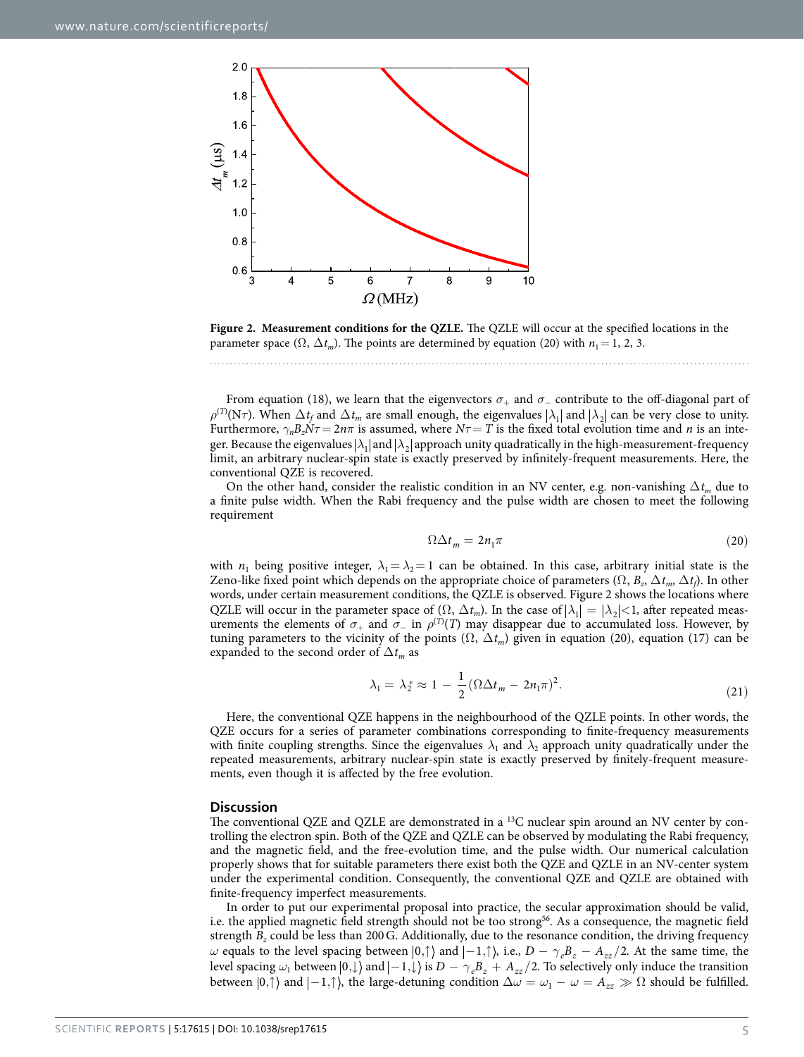**Figure 2. Measurement conditions for the QZLE.** The QZLE will occur at the specified locations in the parameter space ($\Omega$, $\Delta t_m$). The points are determined by equation (20) with $n_1 = 1, 2, 3$.

From equation (18), we learn that the eigenvectors $\sigma_+$ and $\sigma_-$ contribute to the off-diagonal part of $\rho^{(T)}(N\tau)$. When $\Delta t_f$ and $\Delta t_m$ are small enough, the eigenvalues $|\lambda_1|$ and $|\lambda_2|$ can be very close to unity. Furthermore, $\gamma_n B_z N\tau = 2n\pi$ is assumed, where $N\tau = T$ is the fixed total evolution time and $n$ is an integer. Because the eigenvalues $|\lambda_1|$ and $|\lambda_2|$ approach unity quadratically in the high-measurement-frequency limit, an arbitrary nuclear-spin state is exactly preserved by infinitely-frequent measurements. Here, the conventional QZE is recovered.

On the other hand, consider the realistic condition in an NV center, e.g. non-vanishing $\Delta t_m$ due to a finite pulse width. When the Rabi frequency and the pulse width are chosen to meet the following requirement

$$\Omega \Delta t_m = 2n_1\pi \tag{20}$$

with $n_1$ being positive integer, $\lambda_1 = \lambda_2 = 1$ can be obtained. In this case, arbitrary initial state is the Zeno-like fixed point which depends on the appropriate choice of parameters ($\Omega$, $B_z$, $\Delta t_m$, $\Delta t_f$). In other words, under certain measurement conditions, the QZLE is observed. Figure 2 shows the locations where QZLE will occur in the parameter space of ($\Omega$, $\Delta t_m$). In the case of $|\lambda_1| = |\lambda_2| < 1$, after repeated measurements the elements of $\sigma_+$ and $\sigma_-$ in $\rho^{(T)}(T)$ may disappear due to accumulated loss. However, by tuning parameters to the vicinity of the points ($\Omega$, $\Delta t_m$) given in equation (20), equation (17) can be expanded to the second order of $\Delta t_m$ as

$$\lambda_1 = \lambda_2^* \approx 1 - \frac{1}{2}(\Omega\Delta t_m - 2n_1\pi)^2. \tag{21}$$

Here, the conventional QZE happens in the neighbourhood of the QZLE points. In other words, the QZE occurs for a series of parameter combinations corresponding to finite-frequency measurements with finite coupling strengths. Since the eigenvalues $\lambda_1$ and $\lambda_2$ approach unity quadratically under the repeated measurements, arbitrary nuclear-spin state is exactly preserved by finitely-frequent measurements, even though it is affected by the free evolution.

## Discussion

The conventional QZE and QZLE are demonstrated in a $^{13}$C nuclear spin around an NV center by controlling the electron spin. Both of the QZE and QZLE can be observed by modulating the Rabi frequency, and the magnetic field, and the free-evolution time, and the pulse width. Our numerical calculation properly shows that for suitable parameters there exist both the QZE and QZLE in an NV-center system under the experimental condition. Consequently, the conventional QZE and QZLE are obtained with finite-frequency imperfect measurements.

In order to put our experimental proposal into practice, the secular approximation should be valid, i.e. the applied magnetic field strength should not be too strong[56]. As a consequence, the magnetic field strength $B_z$ could be less than 200 G. Additionally, due to the resonance condition, the driving frequency $\omega$ equals to the level spacing between $|0,\uparrow\rangle$ and $|-1,\uparrow\rangle$, i.e., $D - \gamma_e B_z - A_{zz}/2$. At the same time, the level spacing $\omega_1$ between $|0,\downarrow\rangle$ and $|-1,\downarrow\rangle$ is $D - \gamma_e B_z + A_{zz}/2$. To selectively only induce the transition between $|0,\uparrow\rangle$ and $|-1,\uparrow\rangle$, the large-detuning condition $\Delta\omega = \omega_1 - \omega = A_{zz} \gg \Omega$ should be fulfilled.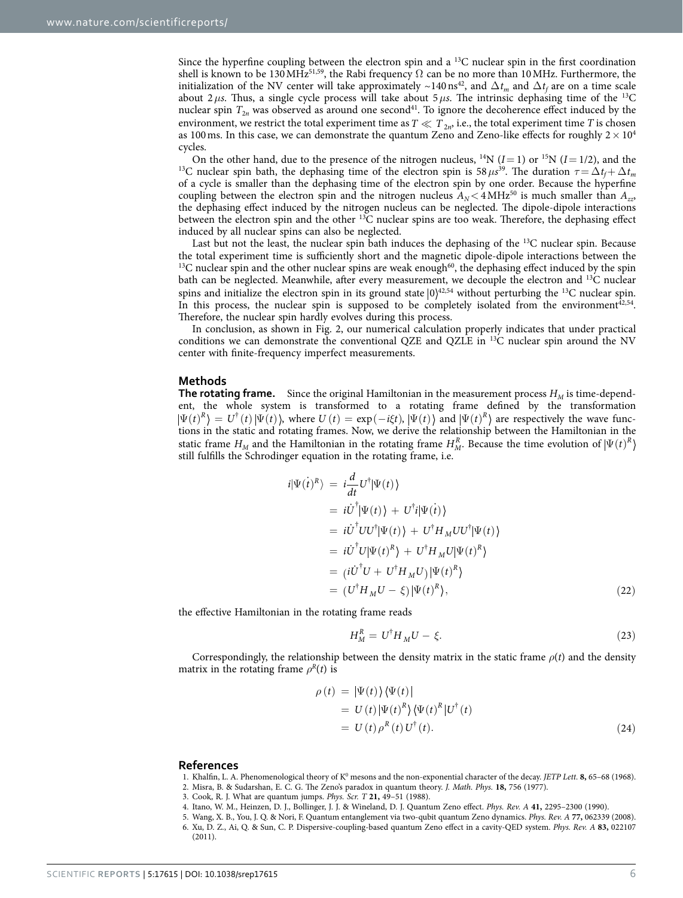Since the hyperfine coupling between the electron spin and a $^{13}C$ nuclear spin in the first coordination shell is known to be 130 MHz[51,59], the Rabi frequency $\Omega$ can be no more than 10 MHz. Furthermore, the initialization of the NV center will take approximately ~140 ns[42], and $\Delta t_m$ and $\Delta t_f$ are on a time scale about 2 $\mu s$. Thus, a single cycle process will take about 5 $\mu s$. The intrinsic dephasing time of the $^{13}C$ nuclear spin $T_{2n}$ was observed as around one second[41]. To ignore the decoherence effect induced by the environment, we restrict the total experiment time as $T \ll T_{2n}$, i.e., the total experiment time $T$ is chosen as 100 ms. In this case, we can demonstrate the quantum Zeno and Zeno-like effects for roughly $2 \times 10^4$ cycles.

On the other hand, due to the presence of the nitrogen nucleus, $^{14}N$ ($I = 1$) or $^{15}N$ ($I = 1/2$), and the $^{13}C$ nuclear spin bath, the dephasing time of the electron spin is 58 $\mu s$[39]. The duration $\tau = \Delta t_f + \Delta t_m$ of a cycle is smaller than the dephasing time of the electron spin by one order. Because the hyperfine coupling between the electron spin and the nitrogen nucleus $A_N < 4$ MHz[50] is much smaller than $A_{zz}$, the dephasing effect induced by the nitrogen nucleus can be neglected. The dipole-dipole interactions between the electron spin and the other $^{13}C$ nuclear spins are too weak. Therefore, the dephasing effect induced by all nuclear spins can also be neglected.

Last but not the least, the nuclear spin bath induces the dephasing of the $^{13}C$ nuclear spin. Because the total experiment time is sufficiently short and the magnetic dipole-dipole interactions between the $^{13}C$ nuclear spin and the other nuclear spins are weak enough[60], the dephasing effect induced by the spin bath can be neglected. Meanwhile, after every measurement, we decouple the electron and $^{13}C$ nuclear spins and initialize the electron spin in its ground state $|0\rangle$[42,54] without perturbing the $^{13}C$ nuclear spin. In this process, the nuclear spin is supposed to be completely isolated from the environment[42,54]. Therefore, the nuclear spin hardly evolves during this process.

In conclusion, as shown in Fig. 2, our numerical calculation properly indicates that under practical conditions we can demonstrate the conventional QZE and QZLE in $^{13}C$ nuclear spin around the NV center with finite-frequency imperfect measurements.

## Methods

**The rotating frame.** Since the original Hamiltonian in the measurement process $H_M$ is time-dependent, the whole system is transformed to a rotating frame defined by the transformation $|\Psi(t)^R\rangle = U^\dagger(t)|\Psi(t)\rangle$, where $U(t) = \exp(-i\xi t)$, $|\Psi(t)\rangle$ and $|\Psi(t)^R\rangle$ are respectively the wave functions in the static and rotating frames. Now, we derive the relationship between the Hamiltonian in the static frame $H_M$ and the Hamiltonian in the rotating frame $H_M^R$. Because the time evolution of $|\Psi(t)^R\rangle$ still fulfills the Schrodinger equation in the rotating frame, i.e.

$$
\begin{aligned}
i|\dot{\Psi}(t)^R\rangle &= i\frac{d}{dt}U^\dagger|\Psi(t)\rangle \\
&= i\dot{U}^\dagger|\Psi(t)\rangle + U^\dagger i|\dot{\Psi}(t)\rangle \\
&= i\dot{U}^\dagger UU^\dagger|\Psi(t)\rangle + U^\dagger H_M UU^\dagger|\Psi(t)\rangle \\
&= i\dot{U}^\dagger U|\Psi(t)^R\rangle + U^\dagger H_M U|\Psi(t)^R\rangle \\
&= (i\dot{U}^\dagger U + U^\dagger H_M U)|\Psi(t)^R\rangle \\
&= (U^\dagger H_M U - \xi)|\Psi(t)^R\rangle,
\end{aligned}
\tag{22}
$$

the effective Hamiltonian in the rotating frame reads

$$
H_M^R = U^\dagger H_M U - \xi. \tag{23}
$$

Correspondingly, the relationship between the density matrix in the static frame $\rho(t)$ and the density matrix in the rotating frame $\rho^R(t)$ is

$$
\begin{aligned}
\rho(t) &= |\Psi(t)\rangle\langle\Psi(t)| \\
&= U(t)|\Psi(t)^R\rangle\langle\Psi(t)^R|U^\dagger(t) \\
&= U(t)\rho^R(t)U^\dagger(t).
\end{aligned}
\tag{24}
$$

## References

1. Khalfin, L. A. Phenomenological theory of $K^0$ mesons and the non-exponential character of the decay. *JETP Lett.* **8,** 65–68 (1968).
2. Misra, B. & Sudarshan, E. C. G. The Zeno's paradox in quantum theory. *J. Math. Phys.* **18,** 756 (1977).
3. Cook, R. J. What are quantum jumps. *Phys. Scr. T* **21,** 49–51 (1988).
4. Itano, W. M., Heinzen, D. J., Bollinger, J. J. & Wineland, D. J. Quantum Zeno effect. *Phys. Rev. A* **41,** 2295–2300 (1990).
5. Wang, X. B., You, J. Q. & Nori, F. Quantum entanglement via two-qubit quantum Zeno dynamics. *Phys. Rev. A* **77,** 062339 (2008).
6. Xu, D. Z., Ai, Q. & Sun, C. P. Dispersive-coupling-based quantum Zeno effect in a cavity-QED system. *Phys. Rev. A* **83,** 022107 (2011).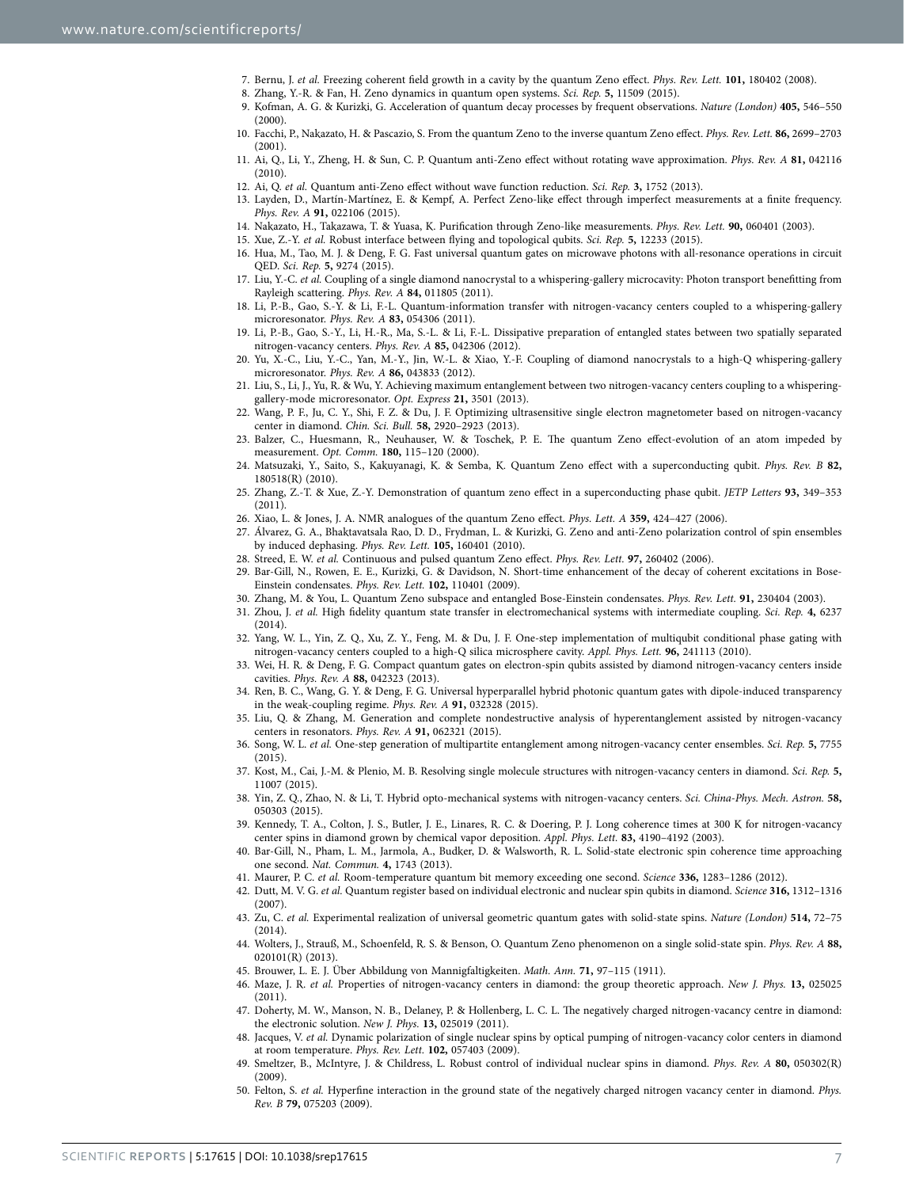7. Bernu, J. *et al.* Freezing coherent field growth in a cavity by the quantum Zeno effect. *Phys. Rev. Lett.* **101,** 180402 (2008).
8. Zhang, Y.-R. & Fan, H. Zeno dynamics in quantum open systems. *Sci. Rep.* **5,** 11509 (2015).
9. Kofman, A. G. & Kurizki, G. Acceleration of quantum decay processes by frequent observations. *Nature (London)* **405,** 546–550 (2000).
10. Facchi, P., Nakazato, H. & Pascazio, S. From the quantum Zeno to the inverse quantum Zeno effect. *Phys. Rev. Lett.* **86,** 2699–2703 (2001).
11. Ai, Q., Li, Y., Zheng, H. & Sun, C. P. Quantum anti-Zeno effect without rotating wave approximation. *Phys. Rev. A* **81,** 042116 (2010).
12. Ai, Q. *et al.* Quantum anti-Zeno effect without wave function reduction. *Sci. Rep.* **3,** 1752 (2013).
13. Layden, D., Martín-Martínez, E. & Kempf, A. Perfect Zeno-like effect through imperfect measurements at a finite frequency. *Phys. Rev. A* **91,** 022106 (2015).
14. Nakazato, H., Takazawa, T. & Yuasa, K. Purification through Zeno-like measurements. *Phys. Rev. Lett.* **90,** 060401 (2003).
15. Xue, Z.-Y. *et al.* Robust interface between flying and topological qubits. *Sci. Rep.* **5,** 12233 (2015).
16. Hua, M., Tao, M. J. & Deng, F. G. Fast universal quantum gates on microwave photons with all-resonance operations in circuit QED. *Sci. Rep.* **5,** 9274 (2015).
17. Liu, Y.-C. *et al.* Coupling of a single diamond nanocrystal to a whispering-gallery microcavity: Photon transport benefitting from Rayleigh scattering. *Phys. Rev. A* **84,** 011805 (2011).
18. Li, P.-B., Gao, S.-Y. & Li, F.-L. Quantum-information transfer with nitrogen-vacancy centers coupled to a whispering-gallery microresonator. *Phys. Rev. A* **83,** 054306 (2011).
19. Li, P.-B., Gao, S.-Y., Li, H.-R., Ma, S.-L. & Li, F.-L. Dissipative preparation of entangled states between two spatially separated nitrogen-vacancy centers. *Phys. Rev. A* **85,** 042306 (2012).
20. Yu, X.-C., Liu, Y.-C., Yan, M.-Y., Jin, W.-L. & Xiao, Y.-F. Coupling of diamond nanocrystals to a high-Q whispering-gallery microresonator. *Phys. Rev. A* **86,** 043833 (2012).
21. Liu, S., Li, J., Yu, R. & Wu, Y. Achieving maximum entanglement between two nitrogen-vacancy centers coupling to a whispering-gallery-mode microresonator. *Opt. Express* **21,** 3501 (2013).
22. Wang, P. F., Ju, C. Y., Shi, F. Z. & Du, J. F. Optimizing ultrasensitive single electron magnetometer based on nitrogen-vacancy center in diamond. *Chin. Sci. Bull.* **58,** 2920–2923 (2013).
23. Balzer, C., Huesmann, R., Neuhauser, W. & Toschek, P. E. The quantum Zeno effect-evolution of an atom impeded by measurement. *Opt. Comm.* **180,** 115–120 (2000).
24. Matsuzaki, Y., Saito, S., Kakuyanagi, K. & Semba, K. Quantum Zeno effect with a superconducting qubit. *Phys. Rev. B* **82,** 180518(R) (2010).
25. Zhang, Z.-T. & Xue, Z.-Y. Demonstration of quantum zeno effect in a superconducting phase qubit. *JETP Letters* **93,** 349–353 (2011).
26. Xiao, L. & Jones, J. A. NMR analogues of the quantum Zeno effect. *Phys. Lett. A* **359,** 424–427 (2006).
27. Álvarez, G. A., Bhaktavatsala Rao, D. D., Frydman, L. & Kurizki, G. Zeno and anti-Zeno polarization control of spin ensembles by induced dephasing. *Phys. Rev. Lett.* **105,** 160401 (2010).
28. Streed, E. W. *et al.* Continuous and pulsed quantum Zeno effect. *Phys. Rev. Lett.* **97,** 260402 (2006).
29. Bar-Gill, N., Rowen, E. E., Kurizki, G. & Davidson, N. Short-time enhancement of the decay of coherent excitations in Bose-Einstein condensates. *Phys. Rev. Lett.* **102,** 110401 (2009).
30. Zhang, M. & You, L. Quantum Zeno subspace and entangled Bose-Einstein condensates. *Phys. Rev. Lett.* **91,** 230404 (2003).
31. Zhou, J. *et al.* High fidelity quantum state transfer in electromechanical systems with intermediate coupling. *Sci. Rep.* **4,** 6237 (2014).
32. Yang, W. L., Yin, Z. Q., Xu, Z. Y., Feng, M. & Du, J. F. One-step implementation of multiqubit conditional phase gating with nitrogen-vacancy centers coupled to a high-Q silica microsphere cavity. *Appl. Phys. Lett.* **96,** 241113 (2010).
33. Wei, H. R. & Deng, F. G. Compact quantum gates on electron-spin qubits assisted by diamond nitrogen-vacancy centers inside cavities. *Phys. Rev. A* **88,** 042323 (2013).
34. Ren, B. C., Wang, G. Y. & Deng, F. G. Universal hyperparallel hybrid photonic quantum gates with dipole-induced transparency in the weak-coupling regime. *Phys. Rev. A* **91,** 032328 (2015).
35. Liu, Q. & Zhang, M. Generation and complete nondestructive analysis of hyperentanglement assisted by nitrogen-vacancy centers in resonators. *Phys. Rev. A* **91,** 062321 (2015).
36. Song, W. L. *et al.* One-step generation of multipartite entanglement among nitrogen-vacancy center ensembles. *Sci. Rep.* **5,** 7755 (2015).
37. Kost, M., Cai, J.-M. & Plenio, M. B. Resolving single molecule structures with nitrogen-vacancy centers in diamond. *Sci. Rep.* **5,** 11007 (2015).
38. Yin, Z. Q., Zhao, N. & Li, T. Hybrid opto-mechanical systems with nitrogen-vacancy centers. *Sci. China-Phys. Mech. Astron.* **58,** 050303 (2015).
39. Kennedy, T. A., Colton, J. S., Butler, J. E., Linares, R. C. & Doering, P. J. Long coherence times at 300 K for nitrogen-vacancy center spins in diamond grown by chemical vapor deposition. *Appl. Phys. Lett.* **83,** 4190–4192 (2003).
40. Bar-Gill, N., Pham, L. M., Jarmola, A., Budker, D. & Walsworth, R. L. Solid-state electronic spin coherence time approaching one second. *Nat. Commun.* **4,** 1743 (2013).
41. Maurer, P. C. *et al.* Room-temperature quantum bit memory exceeding one second. *Science* **336,** 1283–1286 (2012).
42. Dutt, M. V. G. *et al.* Quantum register based on individual electronic and nuclear spin qubits in diamond. *Science* **316,** 1312–1316 (2007).
43. Zu, C. *et al.* Experimental realization of universal geometric quantum gates with solid-state spins. *Nature (London)* **514,** 72–75 (2014).
44. Wolters, J., Strauß, M., Schoenfeld, R. S. & Benson, O. Quantum Zeno phenomenon on a single solid-state spin. *Phys. Rev. A* **88,** 020101(R) (2013).
45. Brouwer, L. E. J. Über Abbildung von Mannigfaltigkeiten. *Math. Ann.* **71,** 97–115 (1911).
46. Maze, J. R. *et al.* Properties of nitrogen-vacancy centers in diamond: the group theoretic approach. *New J. Phys.* **13,** 025025 (2011).
47. Doherty, M. W., Manson, N. B., Delaney, P. & Hollenberg, L. C. L. The negatively charged nitrogen-vacancy centre in diamond: the electronic solution. *New J. Phys.* **13,** 025019 (2011).
48. Jacques, V. *et al.* Dynamic polarization of single nuclear spins by optical pumping of nitrogen-vacancy color centers in diamond at room temperature. *Phys. Rev. Lett.* **102,** 057403 (2009).
49. Smeltzer, B., McIntyre, J. & Childress, L. Robust control of individual nuclear spins in diamond. *Phys. Rev. A* **80,** 050302(R) (2009).
50. Felton, S. *et al.* Hyperfine interaction in the ground state of the negatively charged nitrogen vacancy center in diamond. *Phys. Rev. B* **79,** 075203 (2009).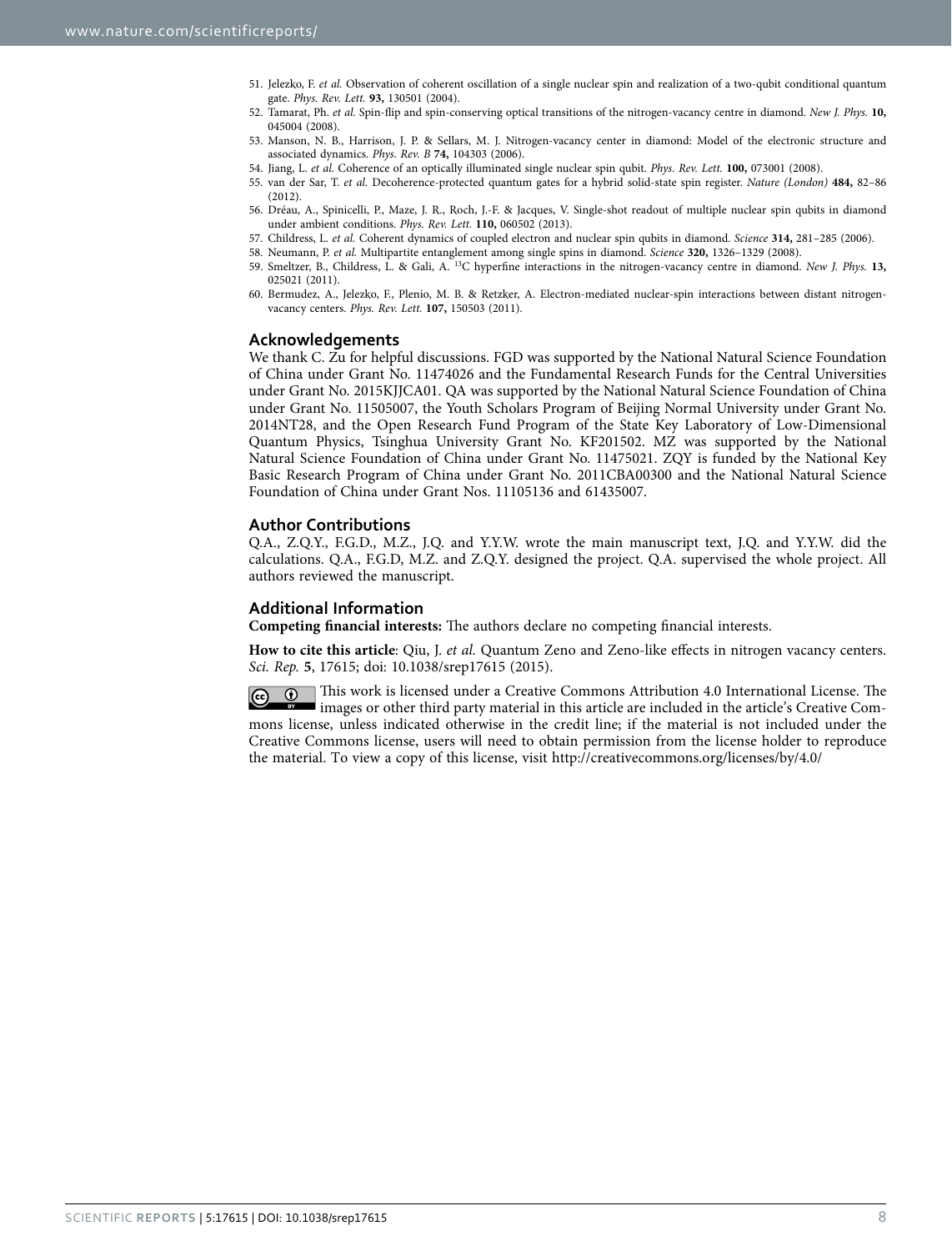51. Jelezko, F. *et al.* Observation of coherent oscillation of a single nuclear spin and realization of a two-qubit conditional quantum gate. *Phys. Rev. Lett.* **93,** 130501 (2004).
52. Tamarat, Ph. *et al.* Spin-flip and spin-conserving optical transitions of the nitrogen-vacancy centre in diamond. *New J. Phys.* **10,** 045004 (2008).
53. Manson, N. B., Harrison, J. P. & Sellars, M. J. Nitrogen-vacancy center in diamond: Model of the electronic structure and associated dynamics. *Phys. Rev. B* **74,** 104303 (2006).
54. Jiang, L. *et al.* Coherence of an optically illuminated single nuclear spin qubit. *Phys. Rev. Lett.* **100,** 073001 (2008).
55. van der Sar, T. *et al.* Decoherence-protected quantum gates for a hybrid solid-state spin register. *Nature (London)* **484,** 82–86 (2012).
56. Dréau, A., Spinicelli, P., Maze, J. R., Roch, J.-F. & Jacques, V. Single-shot readout of multiple nuclear spin qubits in diamond under ambient conditions. *Phys. Rev. Lett.* **110,** 060502 (2013).
57. Childress, L. *et al.* Coherent dynamics of coupled electron and nuclear spin qubits in diamond. *Science* **314,** 281–285 (2006).
58. Neumann, P. *et al.* Multipartite entanglement among single spins in diamond. *Science* **320,** 1326–1329 (2008).
59. Smeltzer, B., Childress, L. & Gali, A. $^{13}$C hyperfine interactions in the nitrogen-vacancy centre in diamond. *New J. Phys.* **13,** 025021 (2011).
60. Bermudez, A., Jelezko, F., Plenio, M. B. & Retzker, A. Electron-mediated nuclear-spin interactions between distant nitrogen-vacancy centers. *Phys. Rev. Lett.* **107,** 150503 (2011).

## Acknowledgements

We thank C. Zu for helpful discussions. FGD was supported by the National Natural Science Foundation of China under Grant No. 11474026 and the Fundamental Research Funds for the Central Universities under Grant No. 2015KJJCA01. QA was supported by the National Natural Science Foundation of China under Grant No. 11505007, the Youth Scholars Program of Beijing Normal University under Grant No. 2014NT28, and the Open Research Fund Program of the State Key Laboratory of Low-Dimensional Quantum Physics, Tsinghua University Grant No. KF201502. MZ was supported by the National Natural Science Foundation of China under Grant No. 11475021. ZQY is funded by the National Key Basic Research Program of China under Grant No. 2011CBA00300 and the National Natural Science Foundation of China under Grant Nos. 11105136 and 61435007.

## Author Contributions

Q.A., Z.Q.Y., F.G.D., M.Z., J.Q. and Y.Y.W. wrote the main manuscript text, J.Q. and Y.Y.W. did the calculations. Q.A., F.G.D, M.Z. and Z.Q.Y. designed the project. Q.A. supervised the whole project. All authors reviewed the manuscript.

## Additional Information

**Competing financial interests:** The authors declare no competing financial interests.

**How to cite this article**: Qiu, J. *et al.* Quantum Zeno and Zeno-like effects in nitrogen vacancy centers. *Sci. Rep.* **5**, 17615; doi: 10.1038/srep17615 (2015).

This work is licensed under a Creative Commons Attribution 4.0 International License. The images or other third party material in this article are included in the article's Creative Commons license, unless indicated otherwise in the credit line; if the material is not included under the Creative Commons license, users will need to obtain permission from the license holder to reproduce the material. To view a copy of this license, visit http://creativecommons.org/licenses/by/4.0/